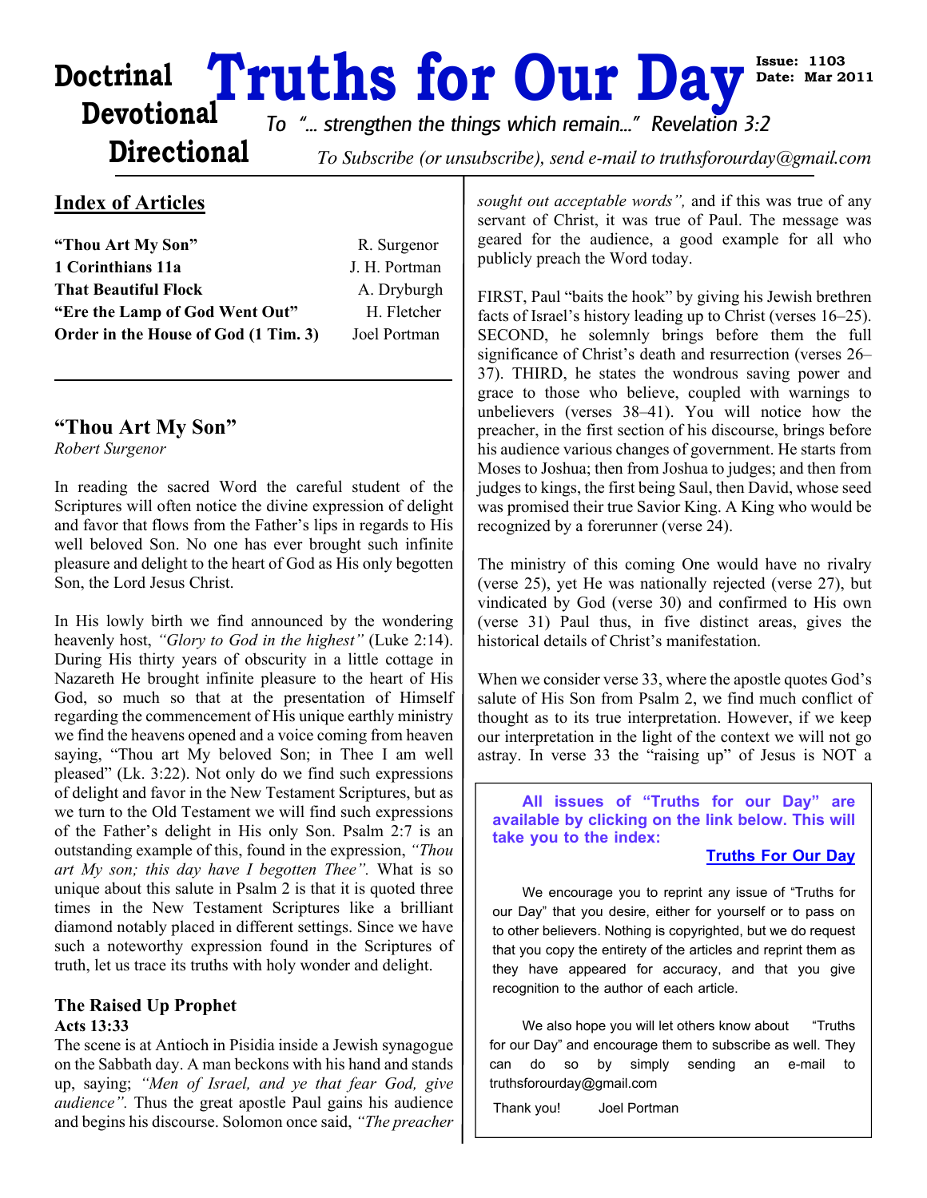# Truths for Our Day

**Doctrinal**
**Devotional**
**Directional**

**Issue: 1103**
**Date: Mar 2011**

*To "... strengthen the things which remain..." Revelation 3:2*

*To Subscribe (or unsubscribe), send e-mail to truthsforourday@gmail.com*

## Index of Articles

| | |
|---|---|
| **"Thou Art My Son"** | R. Surgenor |
| **1 Corinthians 11a** | J. H. Portman |
| **That Beautiful Flock** | A. Dryburgh |
| **"Ere the Lamp of God Went Out"** | H. Fletcher |
| **Order in the House of God (1 Tim. 3)** | Joel Portman |

## "Thou Art My Son"

*Robert Surgenor*

In reading the sacred Word the careful student of the Scriptures will often notice the divine expression of delight and favor that flows from the Father's lips in regards to His well beloved Son. No one has ever brought such infinite pleasure and delight to the heart of God as His only begotten Son, the Lord Jesus Christ.

In His lowly birth we find announced by the wondering heavenly host, *"Glory to God in the highest"* (Luke 2:14). During His thirty years of obscurity in a little cottage in Nazareth He brought infinite pleasure to the heart of His God, so much so that at the presentation of Himself regarding the commencement of His unique earthly ministry we find the heavens opened and a voice coming from heaven saying, "Thou art My beloved Son; in Thee I am well pleased" (Lk. 3:22). Not only do we find such expressions of delight and favor in the New Testament Scriptures, but as we turn to the Old Testament we will find such expressions of the Father's delight in His only Son. Psalm 2:7 is an outstanding example of this, found in the expression, *"Thou art My son; this day have I begotten Thee".* What is so unique about this salute in Psalm 2 is that it is quoted three times in the New Testament Scriptures like a brilliant diamond notably placed in different settings. Since we have such a noteworthy expression found in the Scriptures of truth, let us trace its truths with holy wonder and delight.

### The Raised Up Prophet

**Acts 13:33**

The scene is at Antioch in Pisidia inside a Jewish synagogue on the Sabbath day. A man beckons with his hand and stands up, saying; *"Men of Israel, and ye that fear God, give audience".* Thus the great apostle Paul gains his audience and begins his discourse. Solomon once said, *"The preacher sought out acceptable words",* and if this was true of any servant of Christ, it was true of Paul. The message was geared for the audience, a good example for all who publicly preach the Word today.

FIRST, Paul "baits the hook" by giving his Jewish brethren facts of Israel's history leading up to Christ (verses 16–25). SECOND, he solemnly brings before them the full significance of Christ's death and resurrection (verses 26–37). THIRD, he states the wondrous saving power and grace to those who believe, coupled with warnings to unbelievers (verses 38–41). You will notice how the preacher, in the first section of his discourse, brings before his audience various changes of government. He starts from Moses to Joshua; then from Joshua to judges; and then from judges to kings, the first being Saul, then David, whose seed was promised their true Savior King. A King who would be recognized by a forerunner (verse 24).

The ministry of this coming One would have no rivalry (verse 25), yet He was nationally rejected (verse 27), but vindicated by God (verse 30) and confirmed to His own (verse 31) Paul thus, in five distinct areas, gives the historical details of Christ's manifestation.

When we consider verse 33, where the apostle quotes God's salute of His Son from Psalm 2, we find much conflict of thought as to its true interpretation. However, if we keep our interpretation in the light of the context we will not go astray. In verse 33 the "raising up" of Jesus is NOT a

---

**All issues of "Truths for our Day" are available by clicking on the link below. This will take you to the index:**

**Truths For Our Day**

We encourage you to reprint any issue of "Truths for our Day" that you desire, either for yourself or to pass on to other believers. Nothing is copyrighted, but we do request that you copy the entirety of the articles and reprint them as they have appeared for accuracy, and that you give recognition to the author of each article.

We also hope you will let others know about "Truths for our Day" and encourage them to subscribe as well. They can do so by simply sending an e-mail to truthsforourday@gmail.com

Thank you! Joel Portman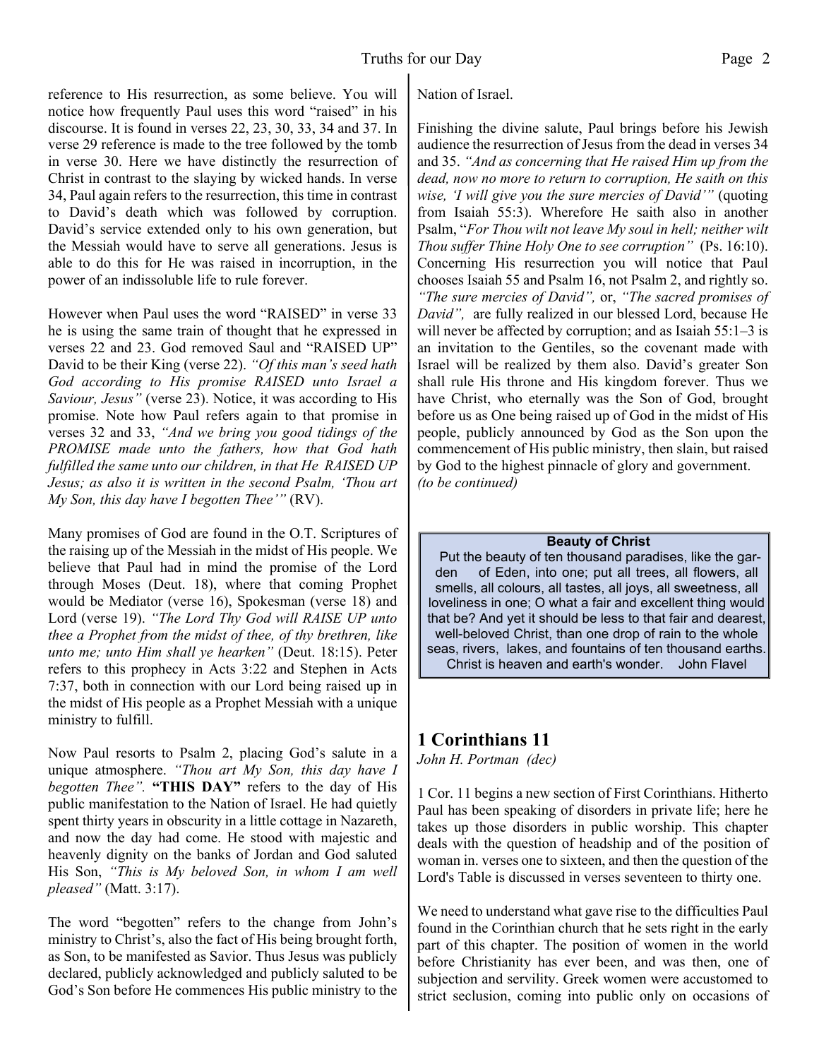reference to His resurrection, as some believe. You will notice how frequently Paul uses this word "raised" in his discourse. It is found in verses 22, 23, 30, 33, 34 and 37. In verse 29 reference is made to the tree followed by the tomb in verse 30. Here we have distinctly the resurrection of Christ in contrast to the slaying by wicked hands. In verse 34, Paul again refers to the resurrection, this time in contrast to David's death which was followed by corruption. David's service extended only to his own generation, but the Messiah would have to serve all generations. Jesus is able to do this for He was raised in incorruption, in the power of an indissoluble life to rule forever.

However when Paul uses the word "RAISED" in verse 33 he is using the same train of thought that he expressed in verses 22 and 23. God removed Saul and "RAISED UP" David to be their King (verse 22). *"Of this man's seed hath God according to His promise RAISED unto Israel a Saviour, Jesus"* (verse 23). Notice, it was according to His promise. Note how Paul refers again to that promise in verses 32 and 33, *"And we bring you good tidings of the PROMISE made unto the fathers, how that God hath fulfilled the same unto our children, in that He RAISED UP Jesus; as also it is written in the second Psalm, 'Thou art My Son, this day have I begotten Thee'"* (RV).

Many promises of God are found in the O.T. Scriptures of the raising up of the Messiah in the midst of His people. We believe that Paul had in mind the promise of the Lord through Moses (Deut. 18), where that coming Prophet would be Mediator (verse 16), Spokesman (verse 18) and Lord (verse 19). *"The Lord Thy God will RAISE UP unto thee a Prophet from the midst of thee, of thy brethren, like unto me; unto Him shall ye hearken"* (Deut. 18:15). Peter refers to this prophecy in Acts 3:22 and Stephen in Acts 7:37, both in connection with our Lord being raised up in the midst of His people as a Prophet Messiah with a unique ministry to fulfill.

Now Paul resorts to Psalm 2, placing God's salute in a unique atmosphere. *"Thou art My Son, this day have I begotten Thee".* **"THIS DAY"** refers to the day of His public manifestation to the Nation of Israel. He had quietly spent thirty years in obscurity in a little cottage in Nazareth, and now the day had come. He stood with majestic and heavenly dignity on the banks of Jordan and God saluted His Son, *"This is My beloved Son, in whom I am well pleased"* (Matt. 3:17).

The word "begotten" refers to the change from John's ministry to Christ's, also the fact of His being brought forth, as Son, to be manifested as Savior. Thus Jesus was publicly declared, publicly acknowledged and publicly saluted to be God's Son before He commences His public ministry to the Nation of Israel.

Finishing the divine salute, Paul brings before his Jewish audience the resurrection of Jesus from the dead in verses 34 and 35. *"And as concerning that He raised Him up from the dead, now no more to return to corruption, He saith on this wise, 'I will give you the sure mercies of David'"* (quoting from Isaiah 55:3). Wherefore He saith also in another Psalm, "*For Thou wilt not leave My soul in hell; neither wilt Thou suffer Thine Holy One to see corruption"* (Ps. 16:10). Concerning His resurrection you will notice that Paul chooses Isaiah 55 and Psalm 16, not Psalm 2, and rightly so. *"The sure mercies of David",* or, *"The sacred promises of David",* are fully realized in our blessed Lord, because He will never be affected by corruption; and as Isaiah 55:1–3 is an invitation to the Gentiles, so the covenant made with Israel will be realized by them also. David's greater Son shall rule His throne and His kingdom forever. Thus we have Christ, who eternally was the Son of God, brought before us as One being raised up of God in the midst of His people, publicly announced by God as the Son upon the commencement of His public ministry, then slain, but raised by God to the highest pinnacle of glory and government.
*(to be continued)*

> **Beauty of Christ**
> Put the beauty of ten thousand paradises, like the garden of Eden, into one; put all trees, all flowers, all smells, all colours, all tastes, all joys, all sweetness, all loveliness in one; O what a fair and excellent thing would that be? And yet it should be less to that fair and dearest, well-beloved Christ, than one drop of rain to the whole seas, rivers, lakes, and fountains of ten thousand earths. Christ is heaven and earth's wonder. John Flavel

## 1 Corinthians 11

*John H. Portman (dec)*

1 Cor. 11 begins a new section of First Corinthians. Hitherto Paul has been speaking of disorders in private life; here he takes up those disorders in public worship. This chapter deals with the question of headship and of the position of woman in. verses one to sixteen, and then the question of the Lord's Table is discussed in verses seventeen to thirty one.

We need to understand what gave rise to the difficulties Paul found in the Corinthian church that he sets right in the early part of this chapter. The position of women in the world before Christianity has ever been, and was then, one of subjection and servility. Greek women were accustomed to strict seclusion, coming into public only on occasions of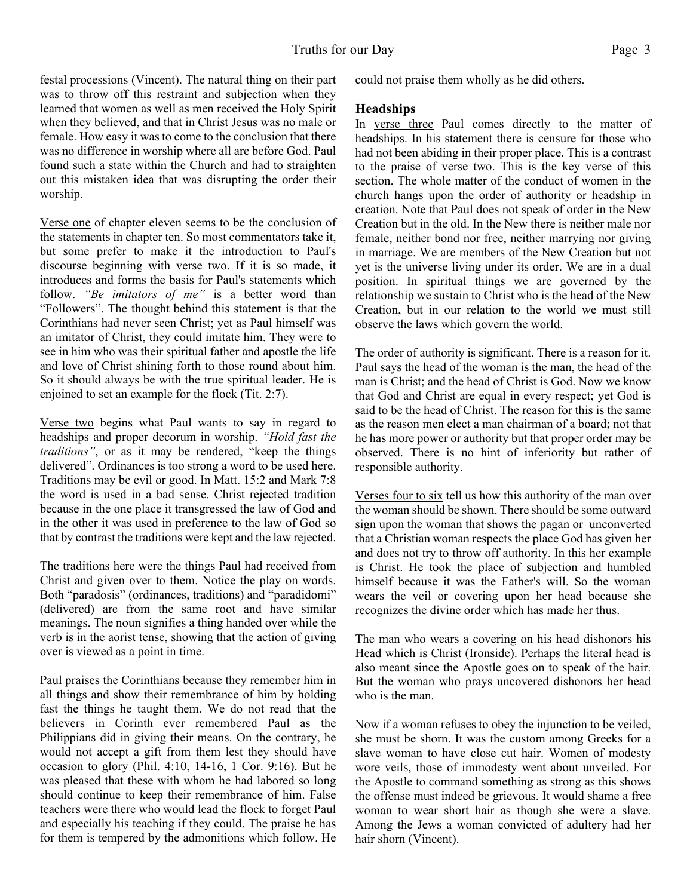festal processions (Vincent). The natural thing on their part was to throw off this restraint and subjection when they learned that women as well as men received the Holy Spirit when they believed, and that in Christ Jesus was no male or female. How easy it was to come to the conclusion that there was no difference in worship where all are before God. Paul found such a state within the Church and had to straighten out this mistaken idea that was disrupting the order their worship.

Verse one of chapter eleven seems to be the conclusion of the statements in chapter ten. So most commentators take it, but some prefer to make it the introduction to Paul's discourse beginning with verse two. If it is so made, it introduces and forms the basis for Paul's statements which follow. *"Be imitators of me"* is a better word than "Followers". The thought behind this statement is that the Corinthians had never seen Christ; yet as Paul himself was an imitator of Christ, they could imitate him. They were to see in him who was their spiritual father and apostle the life and love of Christ shining forth to those round about him. So it should always be with the true spiritual leader. He is enjoined to set an example for the flock (Tit. 2:7).

Verse two begins what Paul wants to say in regard to headships and proper decorum in worship. *"Hold fast the traditions"*, or as it may be rendered, "keep the things delivered". Ordinances is too strong a word to be used here. Traditions may be evil or good. In Matt. 15:2 and Mark 7:8 the word is used in a bad sense. Christ rejected tradition because in the one place it transgressed the law of God and in the other it was used in preference to the law of God so that by contrast the traditions were kept and the law rejected.

The traditions here were the things Paul had received from Christ and given over to them. Notice the play on words. Both "paradosis" (ordinances, traditions) and "paradidomi" (delivered) are from the same root and have similar meanings. The noun signifies a thing handed over while the verb is in the aorist tense, showing that the action of giving over is viewed as a point in time.

Paul praises the Corinthians because they remember him in all things and show their remembrance of him by holding fast the things he taught them. We do not read that the believers in Corinth ever remembered Paul as the Philippians did in giving their means. On the contrary, he would not accept a gift from them lest they should have occasion to glory (Phil. 4:10, 14-16, 1 Cor. 9:16). But he was pleased that these with whom he had labored so long should continue to keep their remembrance of him. False teachers were there who would lead the flock to forget Paul and especially his teaching if they could. The praise he has for them is tempered by the admonitions which follow. He could not praise them wholly as he did others.

### Headships

In verse three Paul comes directly to the matter of headships. In his statement there is censure for those who had not been abiding in their proper place. This is a contrast to the praise of verse two. This is the key verse of this section. The whole matter of the conduct of women in the church hangs upon the order of authority or headship in creation. Note that Paul does not speak of order in the New Creation but in the old. In the New there is neither male nor female, neither bond nor free, neither marrying nor giving in marriage. We are members of the New Creation but not yet is the universe living under its order. We are in a dual position. In spiritual things we are governed by the relationship we sustain to Christ who is the head of the New Creation, but in our relation to the world we must still observe the laws which govern the world.

The order of authority is significant. There is a reason for it. Paul says the head of the woman is the man, the head of the man is Christ; and the head of Christ is God. Now we know that God and Christ are equal in every respect; yet God is said to be the head of Christ. The reason for this is the same as the reason men elect a man chairman of a board; not that he has more power or authority but that proper order may be observed. There is no hint of inferiority but rather of responsible authority.

Verses four to six tell us how this authority of the man over the woman should be shown. There should be some outward sign upon the woman that shows the pagan or unconverted that a Christian woman respects the place God has given her and does not try to throw off authority. In this her example is Christ. He took the place of subjection and humbled himself because it was the Father's will. So the woman wears the veil or covering upon her head because she recognizes the divine order which has made her thus.

The man who wears a covering on his head dishonors his Head which is Christ (Ironside). Perhaps the literal head is also meant since the Apostle goes on to speak of the hair. But the woman who prays uncovered dishonors her head who is the man.

Now if a woman refuses to obey the injunction to be veiled, she must be shorn. It was the custom among Greeks for a slave woman to have close cut hair. Women of modesty wore veils, those of immodesty went about unveiled. For the Apostle to command something as strong as this shows the offense must indeed be grievous. It would shame a free woman to wear short hair as though she were a slave. Among the Jews a woman convicted of adultery had her hair shorn (Vincent).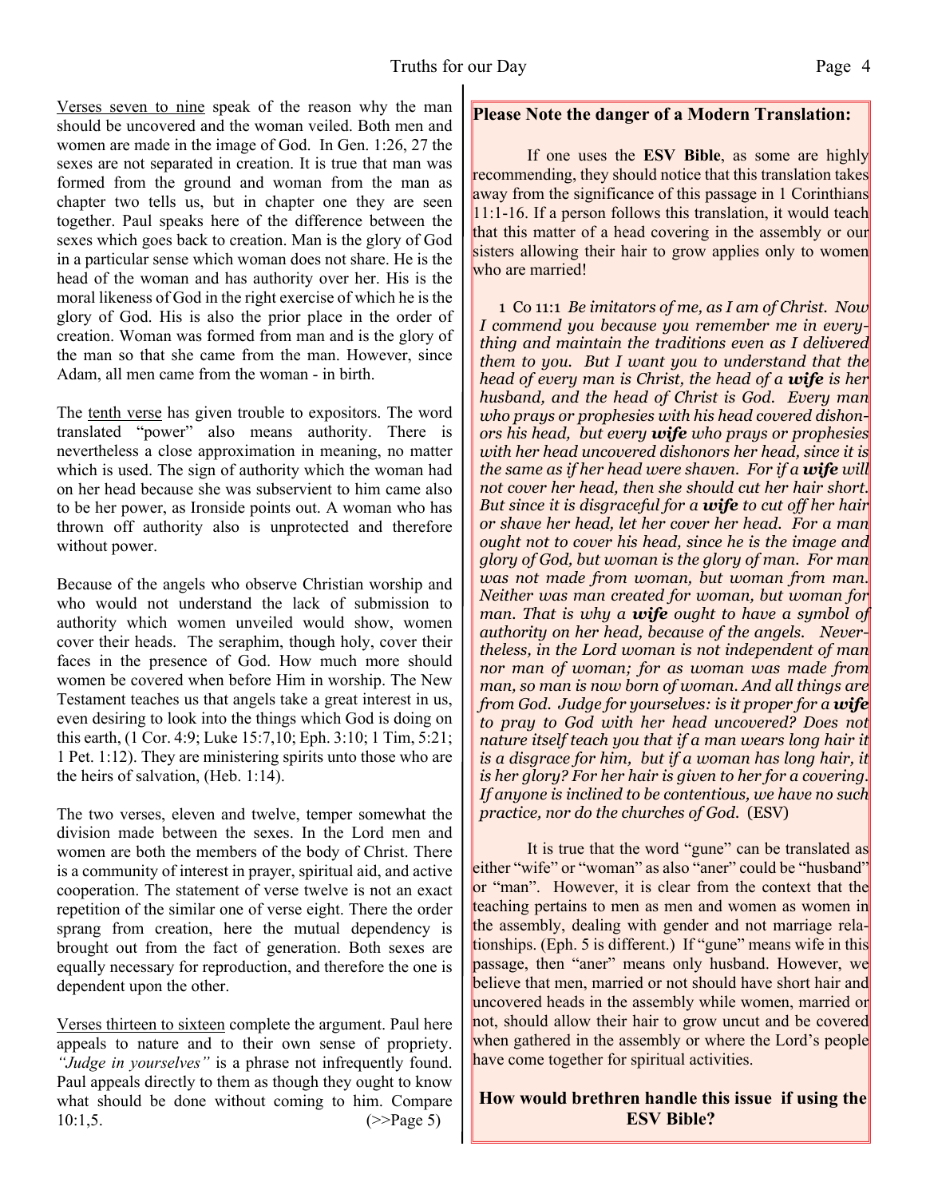<u>Verses seven to nine</u> speak of the reason why the man should be uncovered and the woman veiled. Both men and women are made in the image of God. In Gen. 1:26, 27 the sexes are not separated in creation. It is true that man was formed from the ground and woman from the man as chapter two tells us, but in chapter one they are seen together. Paul speaks here of the difference between the sexes which goes back to creation. Man is the glory of God in a particular sense which woman does not share. He is the head of the woman and has authority over her. His is the moral likeness of God in the right exercise of which he is the glory of God. His is also the prior place in the order of creation. Woman was formed from man and is the glory of the man so that she came from the man. However, since Adam, all men came from the woman - in birth.

The <u>tenth verse</u> has given trouble to expositors. The word translated "power" also means authority. There is nevertheless a close approximation in meaning, no matter which is used. The sign of authority which the woman had on her head because she was subservient to him came also to be her power, as Ironside points out. A woman who has thrown off authority also is unprotected and therefore without power.

Because of the angels who observe Christian worship and who would not understand the lack of submission to authority which women unveiled would show, women cover their heads. The seraphim, though holy, cover their faces in the presence of God. How much more should women be covered when before Him in worship. The New Testament teaches us that angels take a great interest in us, even desiring to look into the things which God is doing on this earth, (1 Cor. 4:9; Luke 15:7,10; Eph. 3:10; 1 Tim, 5:21; 1 Pet. 1:12). They are ministering spirits unto those who are the heirs of salvation, (Heb. 1:14).

The two verses, eleven and twelve, temper somewhat the division made between the sexes. In the Lord men and women are both the members of the body of Christ. There is a community of interest in prayer, spiritual aid, and active cooperation. The statement of verse twelve is not an exact repetition of the similar one of verse eight. There the order sprang from creation, here the mutual dependency is brought out from the fact of generation. Both sexes are equally necessary for reproduction, and therefore the one is dependent upon the other.

<u>Verses thirteen to sixteen</u> complete the argument. Paul here appeals to nature and to their own sense of propriety. *"Judge in yourselves"* is a phrase not infrequently found. Paul appeals directly to them as though they ought to know what should be done without coming to him. Compare 10:1,5. (>>Page 5)

**Please Note the danger of a Modern Translation:**

If one uses the **ESV Bible**, as some are highly recommending, they should notice that this translation takes away from the significance of this passage in 1 Corinthians 11:1-16. If a person follows this translation, it would teach that this matter of a head covering in the assembly or our sisters allowing their hair to grow applies only to women who are married!

1 Co 11:1 *Be imitators of me, as I am of Christ. Now I commend you because you remember me in everything and maintain the traditions even as I delivered them to you. But I want you to understand that the head of every man is Christ, the head of a* ***wife*** *is her husband, and the head of Christ is God. Every man who prays or prophesies with his head covered dishonors his head, but every* ***wife*** *who prays or prophesies with her head uncovered dishonors her head, since it is the same as if her head were shaven. For if a* ***wife*** *will not cover her head, then she should cut her hair short. But since it is disgraceful for a* ***wife*** *to cut off her hair or shave her head, let her cover her head. For a man ought not to cover his head, since he is the image and glory of God, but woman is the glory of man. For man was not made from woman, but woman from man. Neither was man created for woman, but woman for man. That is why a* ***wife*** *ought to have a symbol of authority on her head, because of the angels. Nevertheless, in the Lord woman is not independent of man nor man of woman; for as woman was made from man, so man is now born of woman. And all things are from God. Judge for yourselves: is it proper for a* ***wife*** *to pray to God with her head uncovered? Does not nature itself teach you that if a man wears long hair it is a disgrace for him, but if a woman has long hair, it is her glory? For her hair is given to her for a covering. If anyone is inclined to be contentious, we have no such practice, nor do the churches of God.* (ESV)

It is true that the word "gune" can be translated as either "wife" or "woman" as also "aner" could be "husband" or "man". However, it is clear from the context that the teaching pertains to men as men and women as women in the assembly, dealing with gender and not marriage relationships. (Eph. 5 is different.) If "gune" means wife in this passage, then "aner" means only husband. However, we believe that men, married or not should have short hair and uncovered heads in the assembly while women, married or not, should allow their hair to grow uncut and be covered when gathered in the assembly or where the Lord's people have come together for spiritual activities.

**How would brethren handle this issue if using the ESV Bible?**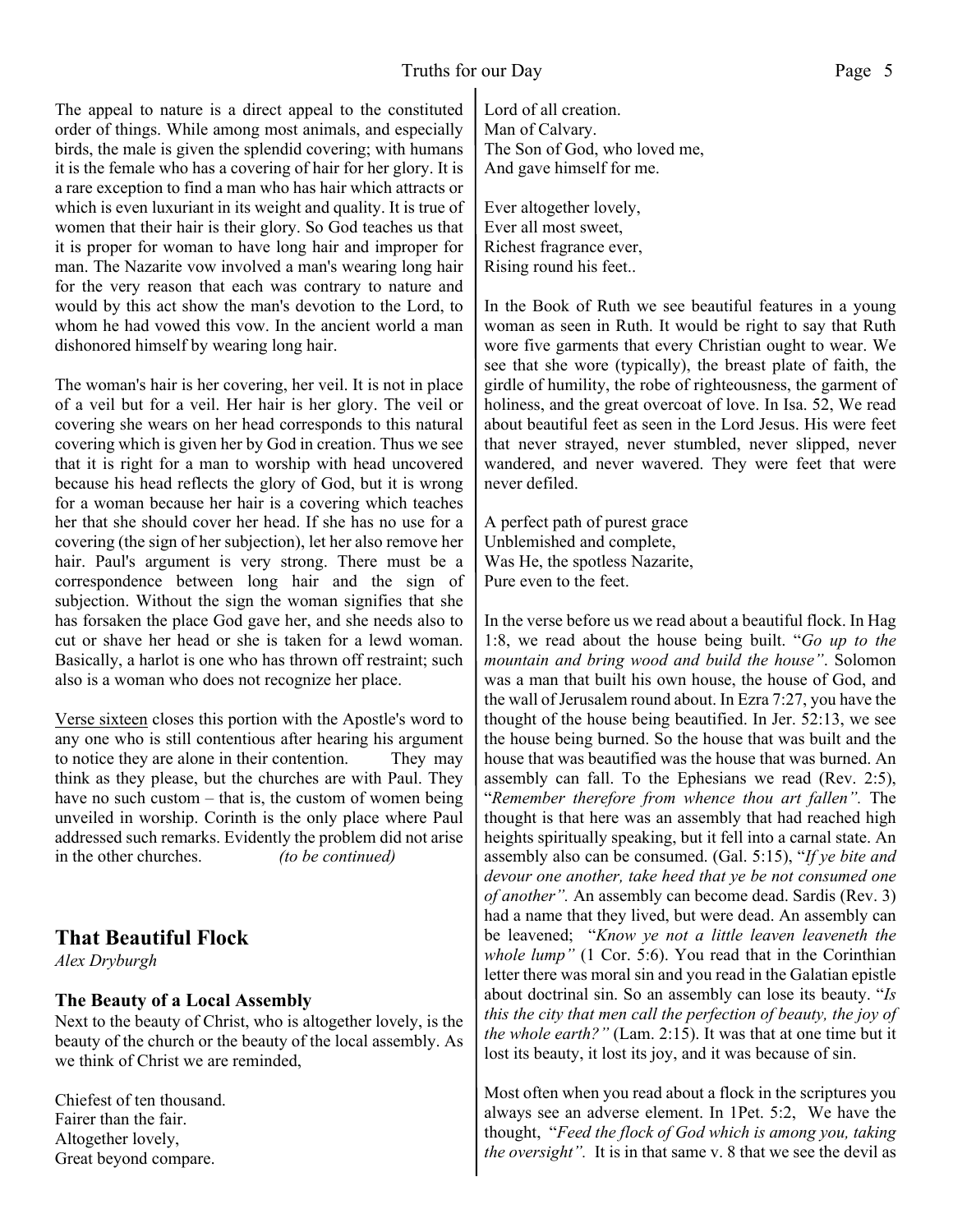The appeal to nature is a direct appeal to the constituted order of things. While among most animals, and especially birds, the male is given the splendid covering; with humans it is the female who has a covering of hair for her glory. It is a rare exception to find a man who has hair which attracts or which is even luxuriant in its weight and quality. It is true of women that their hair is their glory. So God teaches us that it is proper for woman to have long hair and improper for man. The Nazarite vow involved a man's wearing long hair for the very reason that each was contrary to nature and would by this act show the man's devotion to the Lord, to whom he had vowed this vow. In the ancient world a man dishonored himself by wearing long hair.

The woman's hair is her covering, her veil. It is not in place of a veil but for a veil. Her hair is her glory. The veil or covering she wears on her head corresponds to this natural covering which is given her by God in creation. Thus we see that it is right for a man to worship with head uncovered because his head reflects the glory of God, but it is wrong for a woman because her hair is a covering which teaches her that she should cover her head. If she has no use for a covering (the sign of her subjection), let her also remove her hair. Paul's argument is very strong. There must be a correspondence between long hair and the sign of subjection. Without the sign the woman signifies that she has forsaken the place God gave her, and she needs also to cut or shave her head or she is taken for a lewd woman. Basically, a harlot is one who has thrown off restraint; such also is a woman who does not recognize her place.

<u>Verse sixteen</u> closes this portion with the Apostle's word to any one who is still contentious after hearing his argument to notice they are alone in their contention. They may think as they please, but the churches are with Paul. They have no such custom – that is, the custom of women being unveiled in worship. Corinth is the only place where Paul addressed such remarks. Evidently the problem did not arise in the other churches. *(to be continued)*

## That Beautiful Flock

*Alex Dryburgh*

### The Beauty of a Local Assembly

Next to the beauty of Christ, who is altogether lovely, is the beauty of the church or the beauty of the local assembly. As we think of Christ we are reminded,

Chiefest of ten thousand.  
Fairer than the fair.  
Altogether lovely,  
Great beyond compare.  
Lord of all creation.  
Man of Calvary.  
The Son of God, who loved me,  
And gave himself for me.

Ever altogether lovely,  
Ever all most sweet,  
Richest fragrance ever,  
Rising round his feet..

In the Book of Ruth we see beautiful features in a young woman as seen in Ruth. It would be right to say that Ruth wore five garments that every Christian ought to wear. We see that she wore (typically), the breast plate of faith, the girdle of humility, the robe of righteousness, the garment of holiness, and the great overcoat of love. In Isa. 52, We read about beautiful feet as seen in the Lord Jesus. His were feet that never strayed, never stumbled, never slipped, never wandered, and never wavered. They were feet that were never defiled.

A perfect path of purest grace  
Unblemished and complete,  
Was He, the spotless Nazarite,  
Pure even to the feet.

In the verse before us we read about a beautiful flock. In Hag 1:8, we read about the house being built. "*Go up to the mountain and bring wood and build the house*". Solomon was a man that built his own house, the house of God, and the wall of Jerusalem round about. In Ezra 7:27, you have the thought of the house being beautified. In Jer. 52:13, we see the house being burned. So the house that was built and the house that was beautified was the house that was burned. An assembly can fall. To the Ephesians we read (Rev. 2:5), "*Remember therefore from whence thou art fallen*". The thought is that here was an assembly that had reached high heights spiritually speaking, but it fell into a carnal state. An assembly also can be consumed. (Gal. 5:15), "*If ye bite and devour one another, take heed that ye be not consumed one of another*". An assembly can become dead. Sardis (Rev. 3) had a name that they lived, but were dead. An assembly can be leavened; "*Know ye not a little leaven leaveneth the whole lump*" (1 Cor. 5:6). You read that in the Corinthian letter there was moral sin and you read in the Galatian epistle about doctrinal sin. So an assembly can lose its beauty. "*Is this the city that men call the perfection of beauty, the joy of the whole earth?*" (Lam. 2:15). It was that at one time but it lost its beauty, it lost its joy, and it was because of sin.

Most often when you read about a flock in the scriptures you always see an adverse element. In 1Pet. 5:2, We have the thought, "*Feed the flock of God which is among you, taking the oversight*". It is in that same v. 8 that we see the devil as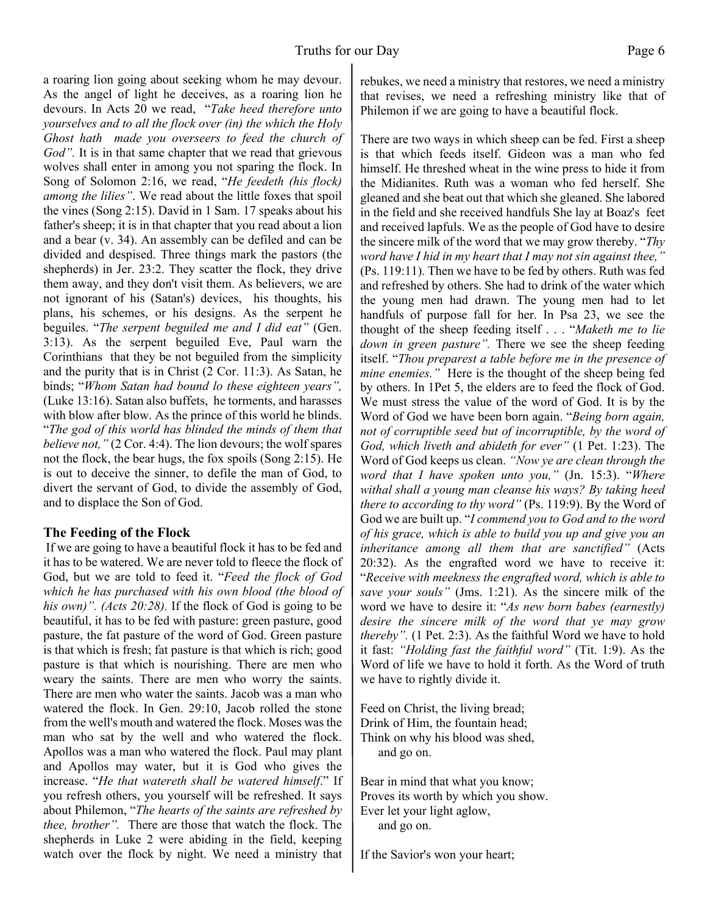a roaring lion going about seeking whom he may devour. As the angel of light he deceives, as a roaring lion he devours. In Acts 20 we read, "*Take heed therefore unto yourselves and to all the flock over (in) the which the Holy Ghost hath made you overseers to feed the church of God".* It is in that same chapter that we read that grievous wolves shall enter in among you not sparing the flock. In Song of Solomon 2:16, we read, "*He feedeth (his flock) among the lilies"*. We read about the little foxes that spoil the vines (Song 2:15). David in 1 Sam. 17 speaks about his father's sheep; it is in that chapter that you read about a lion and a bear (v. 34). An assembly can be defiled and can be divided and despised. Three things mark the pastors (the shepherds) in Jer. 23:2. They scatter the flock, they drive them away, and they don't visit them. As believers, we are not ignorant of his (Satan's) devices, his thoughts, his plans, his schemes, or his designs. As the serpent he beguiles. "*The serpent beguiled me and I did eat"* (Gen. 3:13). As the serpent beguiled Eve, Paul warn the Corinthians that they be not beguiled from the simplicity and the purity that is in Christ (2 Cor. 11:3). As Satan, he binds; "*Whom Satan had bound lo these eighteen years",* (Luke 13:16). Satan also buffets, he torments, and harasses with blow after blow. As the prince of this world he blinds. "*The god of this world has blinded the minds of them that believe not,"* (2 Cor. 4:4). The lion devours; the wolf spares not the flock, the bear hugs, the fox spoils (Song 2:15). He is out to deceive the sinner, to defile the man of God, to divert the servant of God, to divide the assembly of God, and to displace the Son of God.

### The Feeding of the Flock

If we are going to have a beautiful flock it has to be fed and it has to be watered. We are never told to fleece the flock of God, but we are told to feed it. "*Feed the flock of God which he has purchased with his own blood (the blood of his own)". (Acts 20:28).* If the flock of God is going to be beautiful, it has to be fed with pasture: green pasture, good pasture, the fat pasture of the word of God. Green pasture is that which is fresh; fat pasture is that which is rich; good pasture is that which is nourishing. There are men who weary the saints. There are men who worry the saints. There are men who water the saints. Jacob was a man who watered the flock. In Gen. 29:10, Jacob rolled the stone from the well's mouth and watered the flock. Moses was the man who sat by the well and who watered the flock. Apollos was a man who watered the flock. Paul may plant and Apollos may water, but it is God who gives the increase. "*He that watereth shall be watered himself*." If you refresh others, you yourself will be refreshed. It says about Philemon, "*The hearts of the saints are refreshed by thee, brother".* There are those that watch the flock. The shepherds in Luke 2 were abiding in the field, keeping watch over the flock by night. We need a ministry that rebukes, we need a ministry that restores, we need a ministry that revises, we need a refreshing ministry like that of Philemon if we are going to have a beautiful flock.

There are two ways in which sheep can be fed. First a sheep is that which feeds itself. Gideon was a man who fed himself. He threshed wheat in the wine press to hide it from the Midianites. Ruth was a woman who fed herself. She gleaned and she beat out that which she gleaned. She labored in the field and she received handfuls She lay at Boaz's feet and received lapfuls. We as the people of God have to desire the sincere milk of the word that we may grow thereby. "*Thy word have I hid in my heart that I may not sin against thee,"* (Ps. 119:11). Then we have to be fed by others. Ruth was fed and refreshed by others. She had to drink of the water which the young men had drawn. The young men had to let handfuls of purpose fall for her. In Psa 23, we see the thought of the sheep feeding itself . . . "*Maketh me to lie down in green pasture".* There we see the sheep feeding itself. "*Thou preparest a table before me in the presence of mine enemies."* Here is the thought of the sheep being fed by others. In 1Pet 5, the elders are to feed the flock of God. We must stress the value of the word of God. It is by the Word of God we have been born again. "*Being born again, not of corruptible seed but of incorruptible, by the word of God, which liveth and abideth for ever"* (1 Pet. 1:23). The Word of God keeps us clean. *"Now ye are clean through the word that I have spoken unto you,"* (Jn. 15:3). "*Where withal shall a young man cleanse his ways? By taking heed there to according to thy word"* (Ps. 119:9). By the Word of God we are built up. "*I commend you to God and to the word of his grace, which is able to build you up and give you an inheritance among all them that are sanctified"* (Acts 20:32). As the engrafted word we have to receive it: "*Receive with meekness the engrafted word, which is able to save your souls"* (Jms. 1:21). As the sincere milk of the word we have to desire it: "*As new born babes (earnestly) desire the sincere milk of the word that ye may grow thereby".* (1 Pet. 2:3). As the faithful Word we have to hold it fast: *"Holding fast the faithful word"* (Tit. 1:9). As the Word of life we have to hold it forth. As the Word of truth we have to rightly divide it.

Feed on Christ, the living bread;
Drink of Him, the fountain head;
Think on why his blood was shed,
and go on.

Bear in mind that what you know;
Proves its worth by which you show.
Ever let your light aglow,
and go on.

If the Savior's won your heart;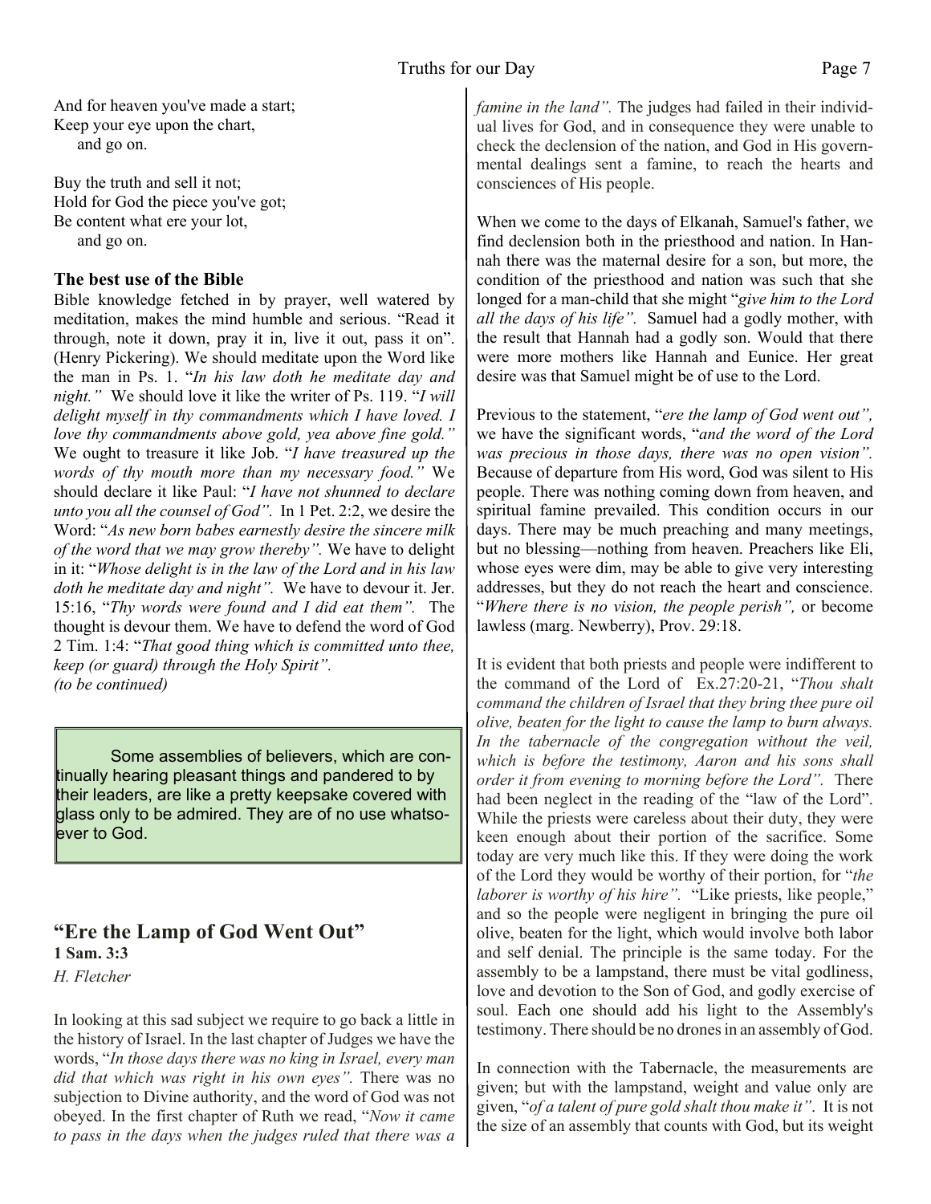And for heaven you've made a start;
Keep your eye upon the chart,
and go on.

Buy the truth and sell it not;
Hold for God the piece you've got;
Be content what ere your lot,
and go on.

### The best use of the Bible

Bible knowledge fetched in by prayer, well watered by meditation, makes the mind humble and serious. "Read it through, note it down, pray it in, live it out, pass it on". (Henry Pickering). We should meditate upon the Word like the man in Ps. 1. "*In his law doth he meditate day and night.*" We should love it like the writer of Ps. 119. "*I will delight myself in thy commandments which I have loved. I love thy commandments above gold, yea above fine gold.*" We ought to treasure it like Job. "*I have treasured up the words of thy mouth more than my necessary food.*" We should declare it like Paul: "*I have not shunned to declare unto you all the counsel of God*". In 1 Pet. 2:2, we desire the Word: "*As new born babes earnestly desire the sincere milk of the word that we may grow thereby*". We have to delight in it: "*Whose delight is in the law of the Lord and in his law doth he meditate day and night*". We have to devour it. Jer. 15:16, "*Thy words were found and I did eat them*". The thought is devour them. We have to defend the word of God 2 Tim. 1:4: "*That good thing which is committed unto thee, keep (or guard) through the Holy Spirit*".
*(to be continued)*

> Some assemblies of believers, which are continually hearing pleasant things and pandered to by their leaders, are like a pretty keepsake covered with glass only to be admired. They are of no use whatsoever to God.

## "Ere the Lamp of God Went Out"

**1 Sam. 3:3**

*H. Fletcher*

In looking at this sad subject we require to go back a little in the history of Israel. In the last chapter of Judges we have the words, "*In those days there was no king in Israel, every man did that which was right in his own eyes*". There was no subjection to Divine authority, and the word of God was not obeyed. In the first chapter of Ruth we read, "*Now it came to pass in the days when the judges ruled that there was a famine in the land*". The judges had failed in their individual lives for God, and in consequence they were unable to check the declension of the nation, and God in His governmental dealings sent a famine, to reach the hearts and consciences of His people.

When we come to the days of Elkanah, Samuel's father, we find declension both in the priesthood and nation. In Hannah there was the maternal desire for a son, but more, the condition of the priesthood and nation was such that she longed for a man-child that she might "*give him to the Lord all the days of his life*". Samuel had a godly mother, with the result that Hannah had a godly son. Would that there were more mothers like Hannah and Eunice. Her great desire was that Samuel might be of use to the Lord.

Previous to the statement, "*ere the lamp of God went out*", we have the significant words, "*and the word of the Lord was precious in those days, there was no open vision*". Because of departure from His word, God was silent to His people. There was nothing coming down from heaven, and spiritual famine prevailed. This condition occurs in our days. There may be much preaching and many meetings, but no blessing—nothing from heaven. Preachers like Eli, whose eyes were dim, may be able to give very interesting addresses, but they do not reach the heart and conscience. "*Where there is no vision, the people perish*", or become lawless (marg. Newberry), Prov. 29:18.

It is evident that both priests and people were indifferent to the command of the Lord of Ex.27:20-21, "*Thou shalt command the children of Israel that they bring thee pure oil olive, beaten for the light to cause the lamp to burn always. In the tabernacle of the congregation without the veil, which is before the testimony, Aaron and his sons shall order it from evening to morning before the Lord*". There had been neglect in the reading of the "law of the Lord". While the priests were careless about their duty, they were keen enough about their portion of the sacrifice. Some today are very much like this. If they were doing the work of the Lord they would be worthy of their portion, for "*the laborer is worthy of his hire*". "Like priests, like people," and so the people were negligent in bringing the pure oil olive, beaten for the light, which would involve both labor and self denial. The principle is the same today. For the assembly to be a lampstand, there must be vital godliness, love and devotion to the Son of God, and godly exercise of soul. Each one should add his light to the Assembly's testimony. There should be no drones in an assembly of God.

In connection with the Tabernacle, the measurements are given; but with the lampstand, weight and value only are given, "*of a talent of pure gold shalt thou make it*". It is not the size of an assembly that counts with God, but its weight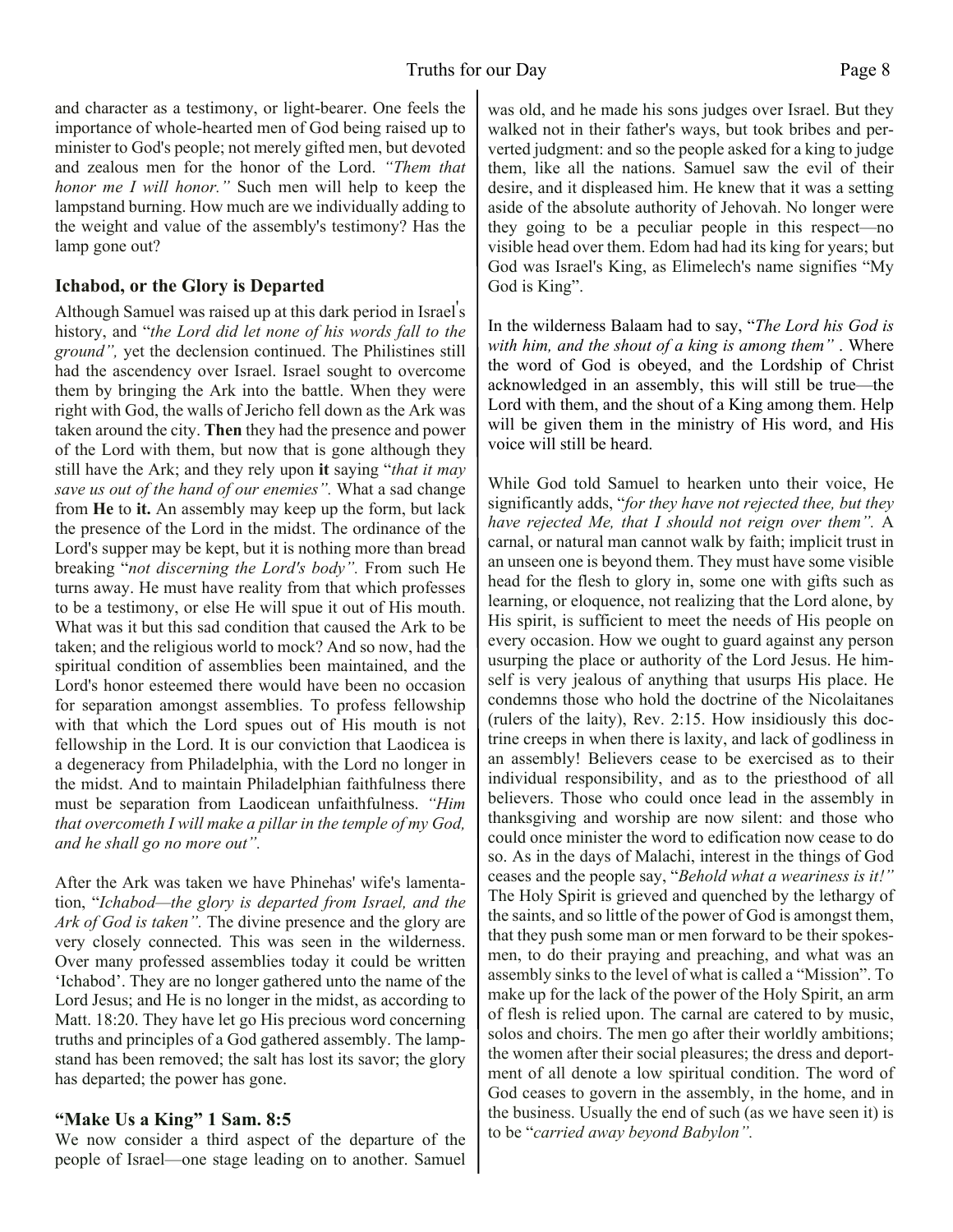and character as a testimony, or light-bearer. One feels the importance of whole-hearted men of God being raised up to minister to God's people; not merely gifted men, but devoted and zealous men for the honor of the Lord. *"Them that honor me I will honor."* Such men will help to keep the lampstand burning. How much are we individually adding to the weight and value of the assembly's testimony? Has the lamp gone out?

### Ichabod, or the Glory is Departed

Although Samuel was raised up at this dark period in Israel's history, and "*the Lord did let none of his words fall to the ground",* yet the declension continued. The Philistines still had the ascendency over Israel. Israel sought to overcome them by bringing the Ark into the battle. When they were right with God, the walls of Jericho fell down as the Ark was taken around the city. **Then** they had the presence and power of the Lord with them, but now that is gone although they still have the Ark; and they rely upon **it** saying "*that it may save us out of the hand of our enemies".* What a sad change from **He** to **it.** An assembly may keep up the form, but lack the presence of the Lord in the midst. The ordinance of the Lord's supper may be kept, but it is nothing more than bread breaking "*not discerning the Lord's body".* From such He turns away. He must have reality from that which professes to be a testimony, or else He will spue it out of His mouth. What was it but this sad condition that caused the Ark to be taken; and the religious world to mock? And so now, had the spiritual condition of assemblies been maintained, and the Lord's honor esteemed there would have been no occasion for separation amongst assemblies. To profess fellowship with that which the Lord spues out of His mouth is not fellowship in the Lord. It is our conviction that Laodicea is a degeneracy from Philadelphia, with the Lord no longer in the midst. And to maintain Philadelphian faithfulness there must be separation from Laodicean unfaithfulness. *"Him that overcometh I will make a pillar in the temple of my God, and he shall go no more out".*

After the Ark was taken we have Phinehas' wife's lamentation, "*Ichabod—the glory is departed from Israel, and the Ark of God is taken".* The divine presence and the glory are very closely connected. This was seen in the wilderness. Over many professed assemblies today it could be written 'Ichabod'. They are no longer gathered unto the name of the Lord Jesus; and He is no longer in the midst, as according to Matt. 18:20. They have let go His precious word concerning truths and principles of a God gathered assembly. The lampstand has been removed; the salt has lost its savor; the glory has departed; the power has gone.

### "Make Us a King" 1 Sam. 8:5

We now consider a third aspect of the departure of the people of Israel—one stage leading on to another. Samuel was old, and he made his sons judges over Israel. But they walked not in their father's ways, but took bribes and perverted judgment: and so the people asked for a king to judge them, like all the nations. Samuel saw the evil of their desire, and it displeased him. He knew that it was a setting aside of the absolute authority of Jehovah. No longer were they going to be a peculiar people in this respect—no visible head over them. Edom had had its king for years; but God was Israel's King, as Elimelech's name signifies "My God is King".

In the wilderness Balaam had to say, "*The Lord his God is with him, and the shout of a king is among them"* . Where the word of God is obeyed, and the Lordship of Christ acknowledged in an assembly, this will still be true—the Lord with them, and the shout of a King among them. Help will be given them in the ministry of His word, and His voice will still be heard.

While God told Samuel to hearken unto their voice, He significantly adds, "*for they have not rejected thee, but they have rejected Me, that I should not reign over them".* A carnal, or natural man cannot walk by faith; implicit trust in an unseen one is beyond them. They must have some visible head for the flesh to glory in, some one with gifts such as learning, or eloquence, not realizing that the Lord alone, by His spirit, is sufficient to meet the needs of His people on every occasion. How we ought to guard against any person usurping the place or authority of the Lord Jesus. He himself is very jealous of anything that usurps His place. He condemns those who hold the doctrine of the Nicolaitanes (rulers of the laity), Rev. 2:15. How insidiously this doctrine creeps in when there is laxity, and lack of godliness in an assembly! Believers cease to be exercised as to their individual responsibility, and as to the priesthood of all believers. Those who could once lead in the assembly in thanksgiving and worship are now silent: and those who could once minister the word to edification now cease to do so. As in the days of Malachi, interest in the things of God ceases and the people say, "*Behold what a weariness is it!"* The Holy Spirit is grieved and quenched by the lethargy of the saints, and so little of the power of God is amongst them, that they push some man or men forward to be their spokesmen, to do their praying and preaching, and what was an assembly sinks to the level of what is called a "Mission". To make up for the lack of the power of the Holy Spirit, an arm of flesh is relied upon. The carnal are catered to by music, solos and choirs. The men go after their worldly ambitions; the women after their social pleasures; the dress and deportment of all denote a low spiritual condition. The word of God ceases to govern in the assembly, in the home, and in the business. Usually the end of such (as we have seen it) is to be "*carried away beyond Babylon".*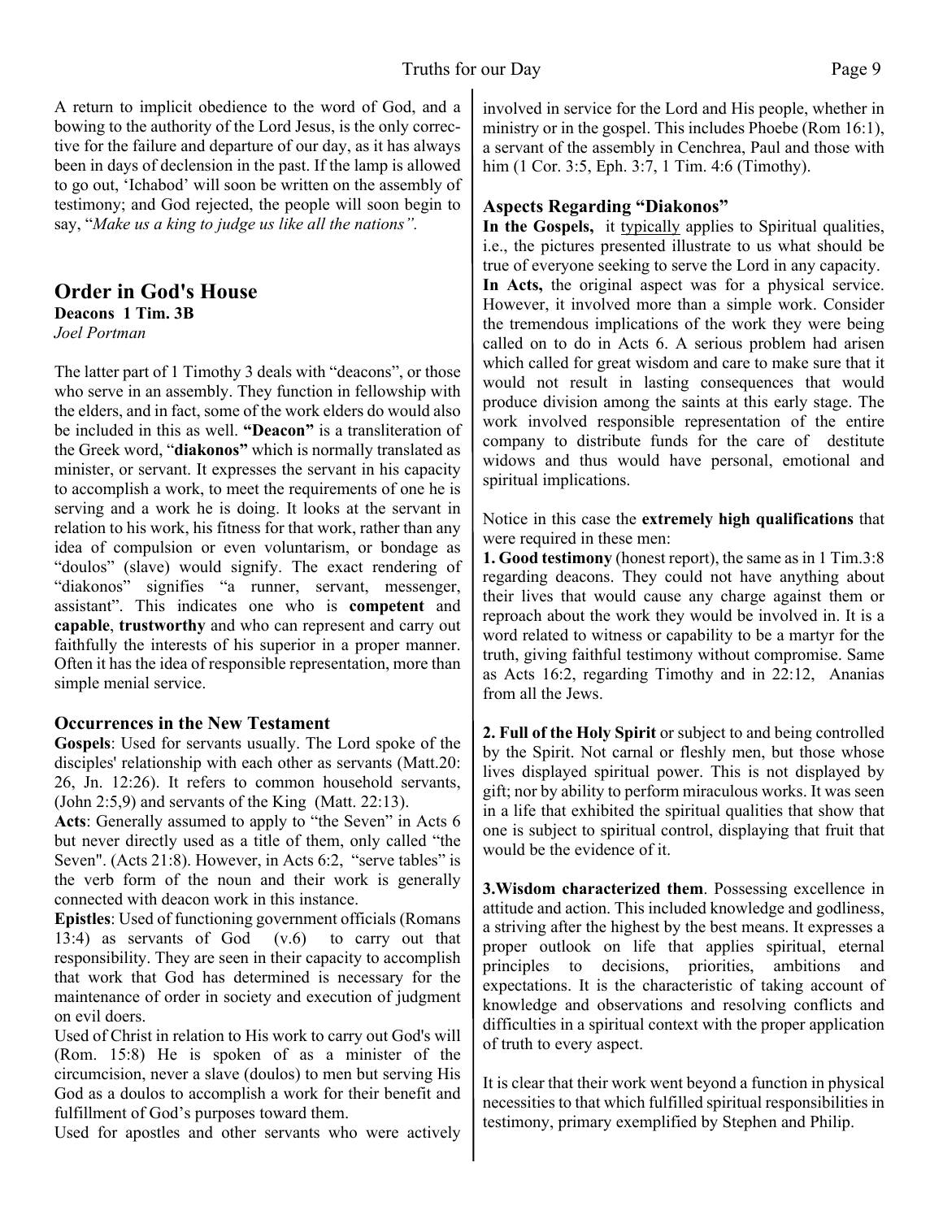A return to implicit obedience to the word of God, and a bowing to the authority of the Lord Jesus, is the only corrective for the failure and departure of our day, as it has always been in days of declension in the past. If the lamp is allowed to go out, 'Ichabod' will soon be written on the assembly of testimony; and God rejected, the people will soon begin to say, "*Make us a king to judge us like all the nations"*.

## Order in God's House

**Deacons 1 Tim. 3B**

*Joel Portman*

The latter part of 1 Timothy 3 deals with "deacons", or those who serve in an assembly. They function in fellowship with the elders, and in fact, some of the work elders do would also be included in this as well. **"Deacon"** is a transliteration of the Greek word, "**diakonos"** which is normally translated as minister, or servant. It expresses the servant in his capacity to accomplish a work, to meet the requirements of one he is serving and a work he is doing. It looks at the servant in relation to his work, his fitness for that work, rather than any idea of compulsion or even voluntarism, or bondage as "doulos" (slave) would signify. The exact rendering of "diakonos" signifies "a runner, servant, messenger, assistant". This indicates one who is **competent** and **capable**, **trustworthy** and who can represent and carry out faithfully the interests of his superior in a proper manner. Often it has the idea of responsible representation, more than simple menial service.

### Occurrences in the New Testament

**Gospels**: Used for servants usually. The Lord spoke of the disciples' relationship with each other as servants (Matt.20: 26, Jn. 12:26). It refers to common household servants, (John 2:5,9) and servants of the King (Matt. 22:13).

**Acts**: Generally assumed to apply to "the Seven" in Acts 6 but never directly used as a title of them, only called "the Seven". (Acts 21:8). However, in Acts 6:2, "serve tables" is the verb form of the noun and their work is generally connected with deacon work in this instance.

**Epistles**: Used of functioning government officials (Romans 13:4) as servants of God (v.6) to carry out that responsibility. They are seen in their capacity to accomplish that work that God has determined is necessary for the maintenance of order in society and execution of judgment on evil doers.

Used of Christ in relation to His work to carry out God's will (Rom. 15:8) He is spoken of as a minister of the circumcision, never a slave (doulos) to men but serving His God as a doulos to accomplish a work for their benefit and fulfillment of God's purposes toward them.

Used for apostles and other servants who were actively involved in service for the Lord and His people, whether in ministry or in the gospel. This includes Phoebe (Rom 16:1), a servant of the assembly in Cenchrea, Paul and those with him (1 Cor. 3:5, Eph. 3:7, 1 Tim. 4:6 (Timothy).

### Aspects Regarding "Diakonos"

**In the Gospels,** it typically applies to Spiritual qualities, i.e., the pictures presented illustrate to us what should be true of everyone seeking to serve the Lord in any capacity.

**In Acts,** the original aspect was for a physical service. However, it involved more than a simple work. Consider the tremendous implications of the work they were being called on to do in Acts 6. A serious problem had arisen which called for great wisdom and care to make sure that it would not result in lasting consequences that would produce division among the saints at this early stage. The work involved responsible representation of the entire company to distribute funds for the care of destitute widows and thus would have personal, emotional and spiritual implications.

Notice in this case the **extremely high qualifications** that were required in these men:

**1. Good testimony** (honest report), the same as in 1 Tim.3:8 regarding deacons. They could not have anything about their lives that would cause any charge against them or reproach about the work they would be involved in. It is a word related to witness or capability to be a martyr for the truth, giving faithful testimony without compromise. Same as Acts 16:2, regarding Timothy and in 22:12, Ananias from all the Jews.

**2. Full of the Holy Spirit** or subject to and being controlled by the Spirit. Not carnal or fleshly men, but those whose lives displayed spiritual power. This is not displayed by gift; nor by ability to perform miraculous works. It was seen in a life that exhibited the spiritual qualities that show that one is subject to spiritual control, displaying that fruit that would be the evidence of it.

**3.Wisdom characterized them**. Possessing excellence in attitude and action. This included knowledge and godliness, a striving after the highest by the best means. It expresses a proper outlook on life that applies spiritual, eternal principles to decisions, priorities, ambitions and expectations. It is the characteristic of taking account of knowledge and observations and resolving conflicts and difficulties in a spiritual context with the proper application of truth to every aspect.

It is clear that their work went beyond a function in physical necessities to that which fulfilled spiritual responsibilities in testimony, primary exemplified by Stephen and Philip.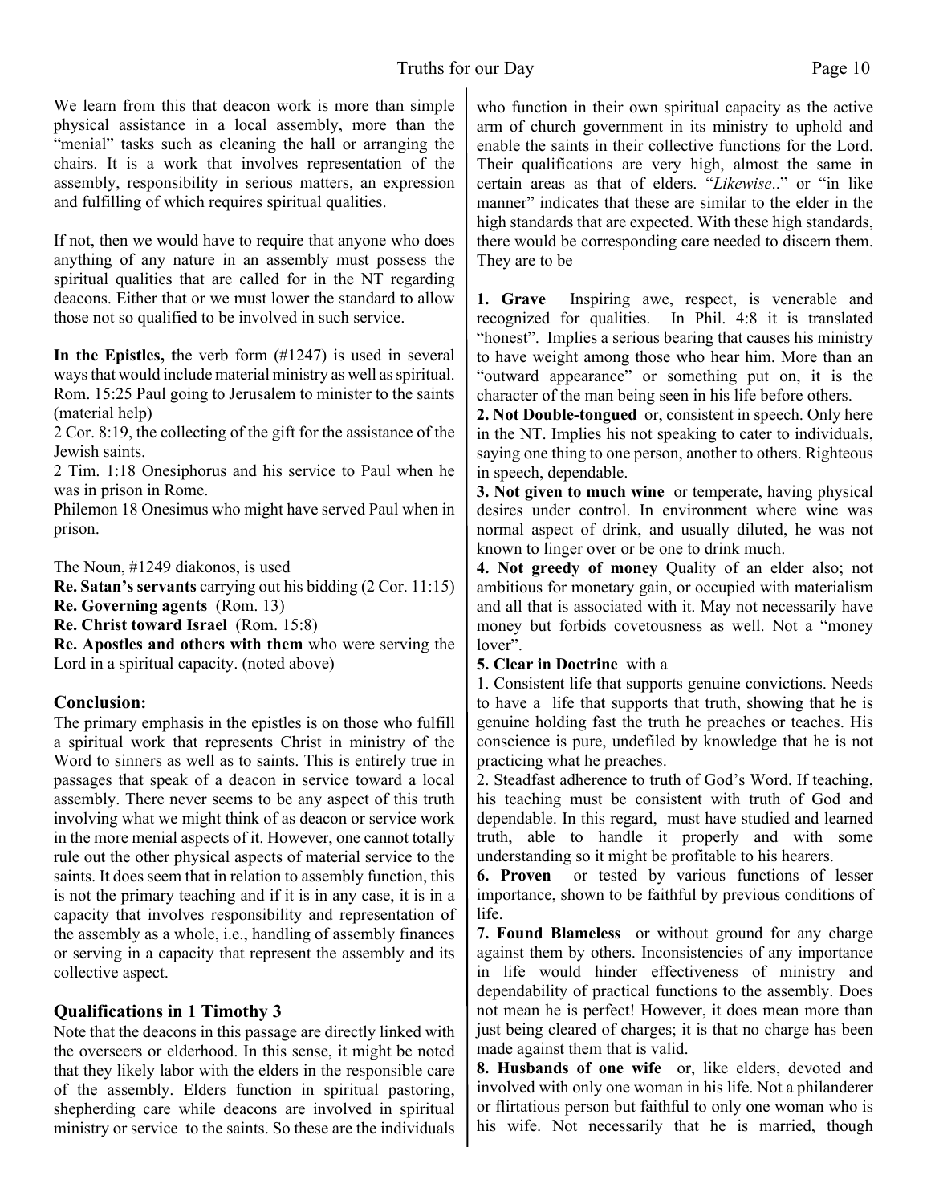We learn from this that deacon work is more than simple physical assistance in a local assembly, more than the "menial" tasks such as cleaning the hall or arranging the chairs. It is a work that involves representation of the assembly, responsibility in serious matters, an expression and fulfilling of which requires spiritual qualities.

If not, then we would have to require that anyone who does anything of any nature in an assembly must possess the spiritual qualities that are called for in the NT regarding deacons. Either that or we must lower the standard to allow those not so qualified to be involved in such service.

**In the Epistles, t**he verb form (#1247) is used in several ways that would include material ministry as well as spiritual.
Rom. 15:25 Paul going to Jerusalem to minister to the saints (material help)
2 Cor. 8:19, the collecting of the gift for the assistance of the Jewish saints.
2 Tim. 1:18 Onesiphorus and his service to Paul when he was in prison in Rome.
Philemon 18 Onesimus who might have served Paul when in prison.

The Noun, #1249 diakonos, is used
**Re. Satan's servants** carrying out his bidding (2 Cor. 11:15)
**Re. Governing agents** (Rom. 13)
**Re. Christ toward Israel** (Rom. 15:8)
**Re. Apostles and others with them** who were serving the Lord in a spiritual capacity. (noted above)

### Conclusion:

The primary emphasis in the epistles is on those who fulfill a spiritual work that represents Christ in ministry of the Word to sinners as well as to saints. This is entirely true in passages that speak of a deacon in service toward a local assembly. There never seems to be any aspect of this truth involving what we might think of as deacon or service work in the more menial aspects of it. However, one cannot totally rule out the other physical aspects of material service to the saints. It does seem that in relation to assembly function, this is not the primary teaching and if it is in any case, it is in a capacity that involves responsibility and representation of the assembly as a whole, i.e., handling of assembly finances or serving in a capacity that represent the assembly and its collective aspect.

### Qualifications in 1 Timothy 3

Note that the deacons in this passage are directly linked with the overseers or elderhood. In this sense, it might be noted that they likely labor with the elders in the responsible care of the assembly. Elders function in spiritual pastoring, shepherding care while deacons are involved in spiritual ministry or service to the saints. So these are the individuals who function in their own spiritual capacity as the active arm of church government in its ministry to uphold and enable the saints in their collective functions for the Lord. Their qualifications are very high, almost the same in certain areas as that of elders. "*Likewise*.." or "in like manner" indicates that these are similar to the elder in the high standards that are expected. With these high standards, there would be corresponding care needed to discern them. They are to be

**1. Grave** Inspiring awe, respect, is venerable and recognized for qualities. In Phil. 4:8 it is translated "honest". Implies a serious bearing that causes his ministry to have weight among those who hear him. More than an "outward appearance" or something put on, it is the character of the man being seen in his life before others.
**2. Not Double-tongued** or, consistent in speech. Only here in the NT. Implies his not speaking to cater to individuals, saying one thing to one person, another to others. Righteous in speech, dependable.
**3. Not given to much wine** or temperate, having physical desires under control. In environment where wine was normal aspect of drink, and usually diluted, he was not known to linger over or be one to drink much.
**4. Not greedy of money** Quality of an elder also; not ambitious for monetary gain, or occupied with materialism and all that is associated with it. May not necessarily have money but forbids covetousness as well. Not a "money lover".
**5. Clear in Doctrine** with a
1. Consistent life that supports genuine convictions. Needs to have a life that supports that truth, showing that he is genuine holding fast the truth he preaches or teaches. His conscience is pure, undefiled by knowledge that he is not practicing what he preaches.
2. Steadfast adherence to truth of God's Word. If teaching, his teaching must be consistent with truth of God and dependable. In this regard, must have studied and learned truth, able to handle it properly and with some understanding so it might be profitable to his hearers.
**6. Proven** or tested by various functions of lesser importance, shown to be faithful by previous conditions of life.
**7. Found Blameless** or without ground for any charge against them by others. Inconsistencies of any importance in life would hinder effectiveness of ministry and dependability of practical functions to the assembly. Does not mean he is perfect! However, it does mean more than just being cleared of charges; it is that no charge has been made against them that is valid.
**8. Husbands of one wife** or, like elders, devoted and involved with only one woman in his life. Not a philanderer or flirtatious person but faithful to only one woman who is his wife. Not necessarily that he is married, though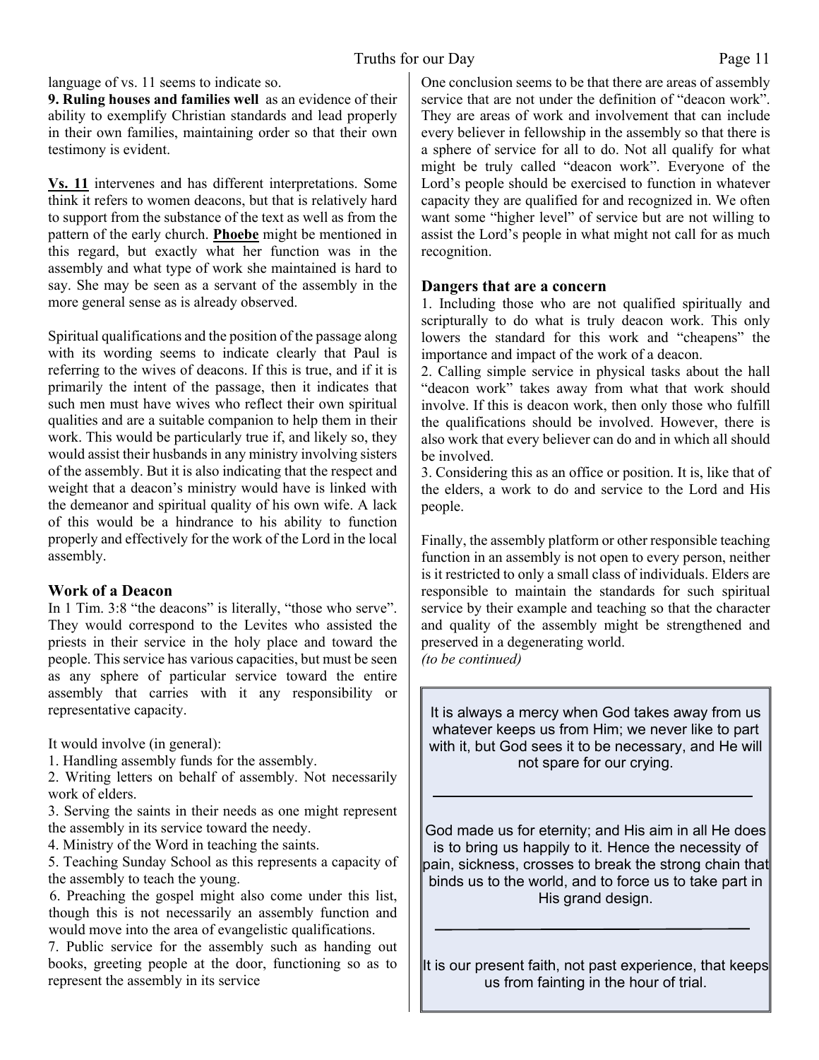language of vs. 11 seems to indicate so.

**9. Ruling houses and families well** as an evidence of their ability to exemplify Christian standards and lead properly in their own families, maintaining order so that their own testimony is evident.

**Vs. 11** intervenes and has different interpretations. Some think it refers to women deacons, but that is relatively hard to support from the substance of the text as well as from the pattern of the early church. **Phoebe** might be mentioned in this regard, but exactly what her function was in the assembly and what type of work she maintained is hard to say. She may be seen as a servant of the assembly in the more general sense as is already observed.

Spiritual qualifications and the position of the passage along with its wording seems to indicate clearly that Paul is referring to the wives of deacons. If this is true, and if it is primarily the intent of the passage, then it indicates that such men must have wives who reflect their own spiritual qualities and are a suitable companion to help them in their work. This would be particularly true if, and likely so, they would assist their husbands in any ministry involving sisters of the assembly. But it is also indicating that the respect and weight that a deacon's ministry would have is linked with the demeanor and spiritual quality of his own wife. A lack of this would be a hindrance to his ability to function properly and effectively for the work of the Lord in the local assembly.

### Work of a Deacon

In 1 Tim. 3:8 "the deacons" is literally, "those who serve". They would correspond to the Levites who assisted the priests in their service in the holy place and toward the people. This service has various capacities, but must be seen as any sphere of particular service toward the entire assembly that carries with it any responsibility or representative capacity.

It would involve (in general):

1. Handling assembly funds for the assembly.
2. Writing letters on behalf of assembly. Not necessarily work of elders.
3. Serving the saints in their needs as one might represent the assembly in its service toward the needy.
4. Ministry of the Word in teaching the saints.
5. Teaching Sunday School as this represents a capacity of the assembly to teach the young.
6. Preaching the gospel might also come under this list, though this is not necessarily an assembly function and would move into the area of evangelistic qualifications.
7. Public service for the assembly such as handing out books, greeting people at the door, functioning so as to represent the assembly in its service

One conclusion seems to be that there are areas of assembly service that are not under the definition of "deacon work". They are areas of work and involvement that can include every believer in fellowship in the assembly so that there is a sphere of service for all to do. Not all qualify for what might be truly called "deacon work". Everyone of the Lord's people should be exercised to function in whatever capacity they are qualified for and recognized in. We often want some "higher level" of service but are not willing to assist the Lord's people in what might not call for as much recognition.

### Dangers that are a concern

1. Including those who are not qualified spiritually and scripturally to do what is truly deacon work. This only lowers the standard for this work and "cheapens" the importance and impact of the work of a deacon.
2. Calling simple service in physical tasks about the hall "deacon work" takes away from what that work should involve. If this is deacon work, then only those who fulfill the qualifications should be involved. However, there is also work that every believer can do and in which all should be involved.
3. Considering this as an office or position. It is, like that of the elders, a work to do and service to the Lord and His people.

Finally, the assembly platform or other responsible teaching function in an assembly is not open to every person, neither is it restricted to only a small class of individuals. Elders are responsible to maintain the standards for such spiritual service by their example and teaching so that the character and quality of the assembly might be strengthened and preserved in a degenerating world.

*(to be continued)*

---

It is always a mercy when God takes away from us whatever keeps us from Him; we never like to part with it, but God sees it to be necessary, and He will not spare for our crying.

---

God made us for eternity; and His aim in all He does is to bring us happily to it. Hence the necessity of pain, sickness, crosses to break the strong chain that binds us to the world, and to force us to take part in His grand design.

---

It is our present faith, not past experience, that keeps us from fainting in the hour of trial.